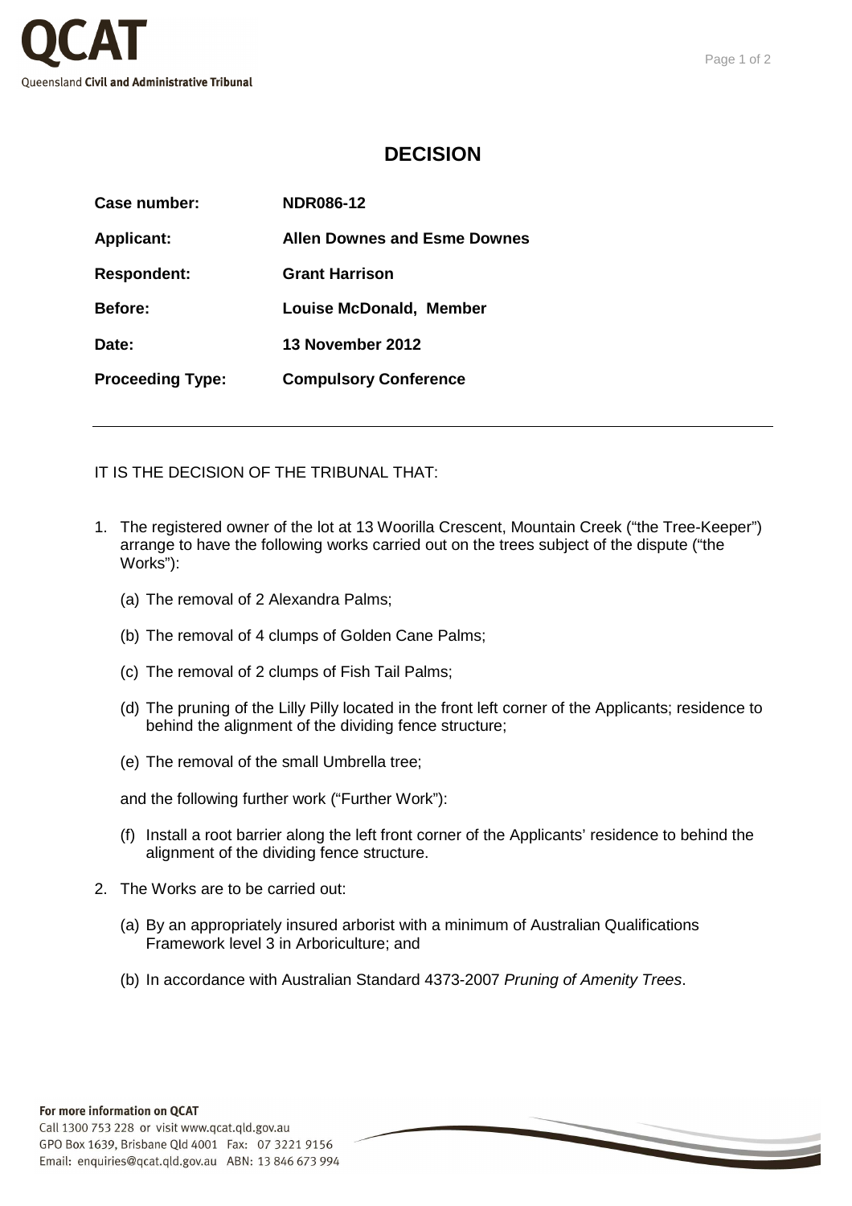# DECISION

| | |
|---|---|
| **Case number:** | **NDR086-12** |
| **Applicant:** | **Allen Downes and Esme Downes** |
| **Respondent:** | **Grant Harrison** |
| **Before:** | **Louise McDonald, Member** |
| **Date:** | **13 November 2012** |
| **Proceeding Type:** | **Compulsory Conference** |

---

IT IS THE DECISION OF THE TRIBUNAL THAT:

1. The registered owner of the lot at 13 Woorilla Crescent, Mountain Creek ("the Tree-Keeper") arrange to have the following works carried out on the trees subject of the dispute ("the Works"):

   (a) The removal of 2 Alexandra Palms;

   (b) The removal of 4 clumps of Golden Cane Palms;

   (c) The removal of 2 clumps of Fish Tail Palms;

   (d) The pruning of the Lilly Pilly located in the front left corner of the Applicants; residence to behind the alignment of the dividing fence structure;

   (e) The removal of the small Umbrella tree;

   and the following further work ("Further Work"):

   (f) Install a root barrier along the left front corner of the Applicants' residence to behind the alignment of the dividing fence structure.

2. The Works are to be carried out:

   (a) By an appropriately insured arborist with a minimum of Australian Qualifications Framework level 3 in Arboriculture; and

   (b) In accordance with Australian Standard 4373-2007 *Pruning of Amenity Trees*.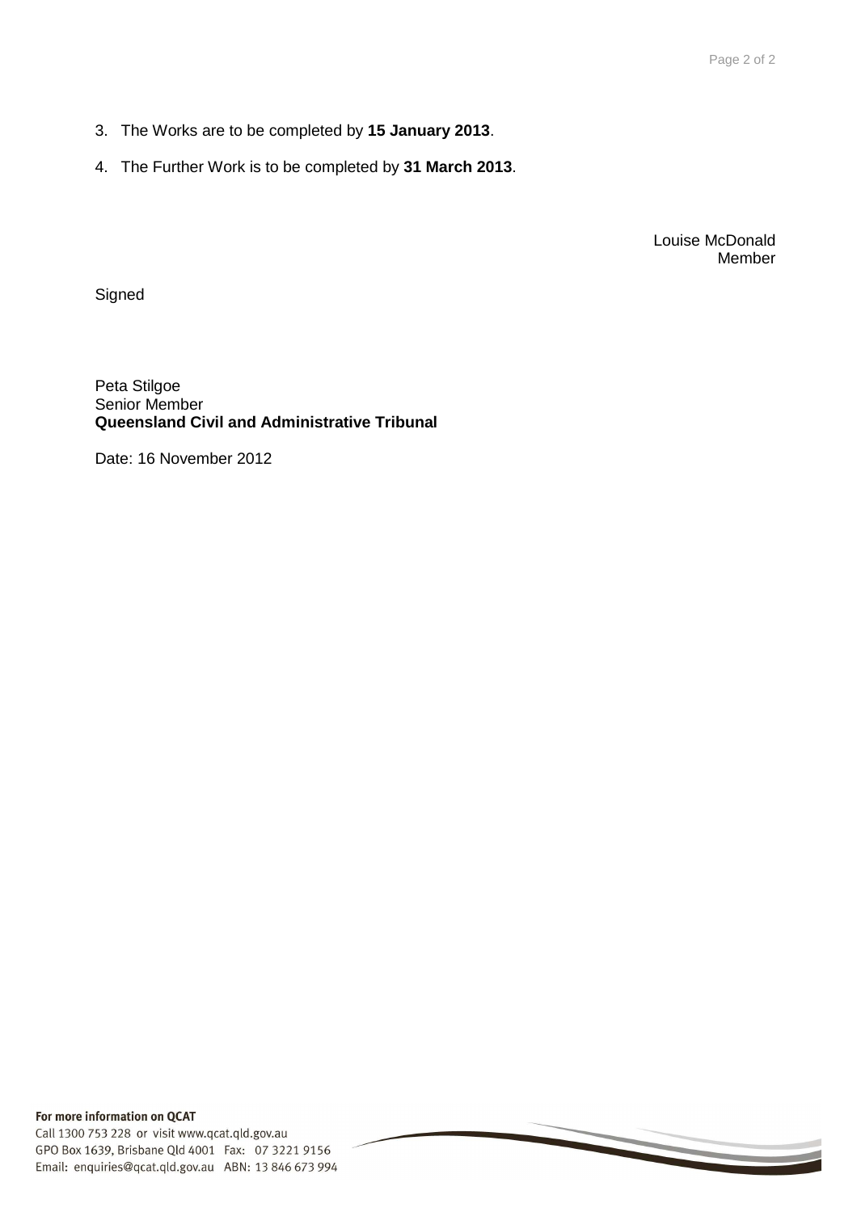3. The Works are to be completed by **15 January 2013**.

4. The Further Work is to be completed by **31 March 2013**.

Louise McDonald
Member

Signed

Peta Stilgoe
Senior Member
**Queensland Civil and Administrative Tribunal**

Date: 16 November 2012

**For more information on QCAT**
Call 1300 753 228 or visit www.qcat.qld.gov.au
GPO Box 1639, Brisbane Qld 4001 Fax: 07 3221 9156
Email: enquiries@qcat.qld.gov.au ABN: 13 846 673 994